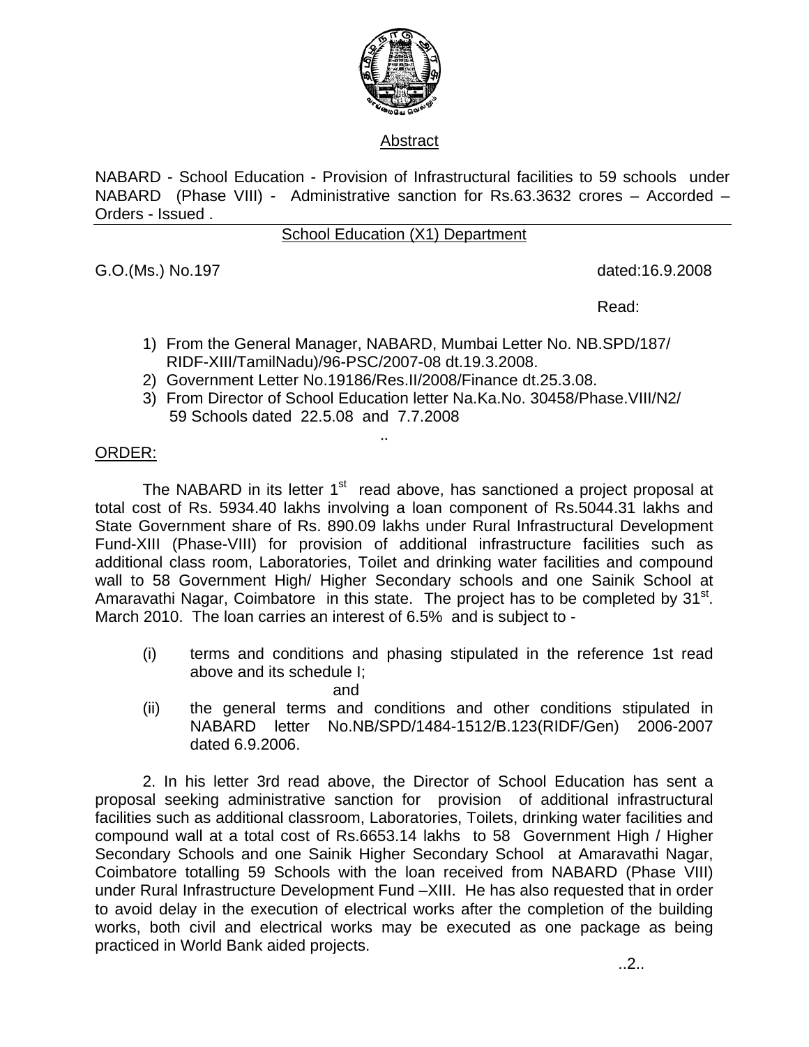## Abstract

NABARD - School Education - Provision of Infrastructural facilities to 59 schools under NABARD (Phase VIII) - Administrative sanction for Rs.63.3632 crores – Accorded – Orders - Issued .

### School Education (X1) Department

G.O.(Ms.) No.197 dated:16.9.2008

Read:

1) From the General Manager, NABARD, Mumbai Letter No. NB.SPD/187/ RIDF-XIII/TamilNadu)/96-PSC/2007-08 dt.19.3.2008.
2) Government Letter No.19186/Res.II/2008/Finance dt.25.3.08.
3) From Director of School Education letter Na.Ka.No. 30458/Phase.VIII/N2/ 59 Schools dated 22.5.08 and 7.7.2008

..

ORDER:

The NABARD in its letter 1st read above, has sanctioned a project proposal at total cost of Rs. 5934.40 lakhs involving a loan component of Rs.5044.31 lakhs and State Government share of Rs. 890.09 lakhs under Rural Infrastructural Development Fund-XIII (Phase-VIII) for provision of additional infrastructure facilities such as additional class room, Laboratories, Toilet and drinking water facilities and compound wall to 58 Government High/ Higher Secondary schools and one Sainik School at Amaravathi Nagar, Coimbatore in this state. The project has to be completed by 31st. March 2010. The loan carries an interest of 6.5% and is subject to -

(i) terms and conditions and phasing stipulated in the reference 1st read above and its schedule I;

and

(ii) the general terms and conditions and other conditions stipulated in NABARD letter No.NB/SPD/1484-1512/B.123(RIDF/Gen) 2006-2007 dated 6.9.2006.

2. In his letter 3rd read above, the Director of School Education has sent a proposal seeking administrative sanction for provision of additional infrastructural facilities such as additional classroom, Laboratories, Toilets, drinking water facilities and compound wall at a total cost of Rs.6653.14 lakhs to 58 Government High / Higher Secondary Schools and one Sainik Higher Secondary School at Amaravathi Nagar, Coimbatore totalling 59 Schools with the loan received from NABARD (Phase VIII) under Rural Infrastructure Development Fund –XIII. He has also requested that in order to avoid delay in the execution of electrical works after the completion of the building works, both civil and electrical works may be executed as one package as being practiced in World Bank aided projects.

..2..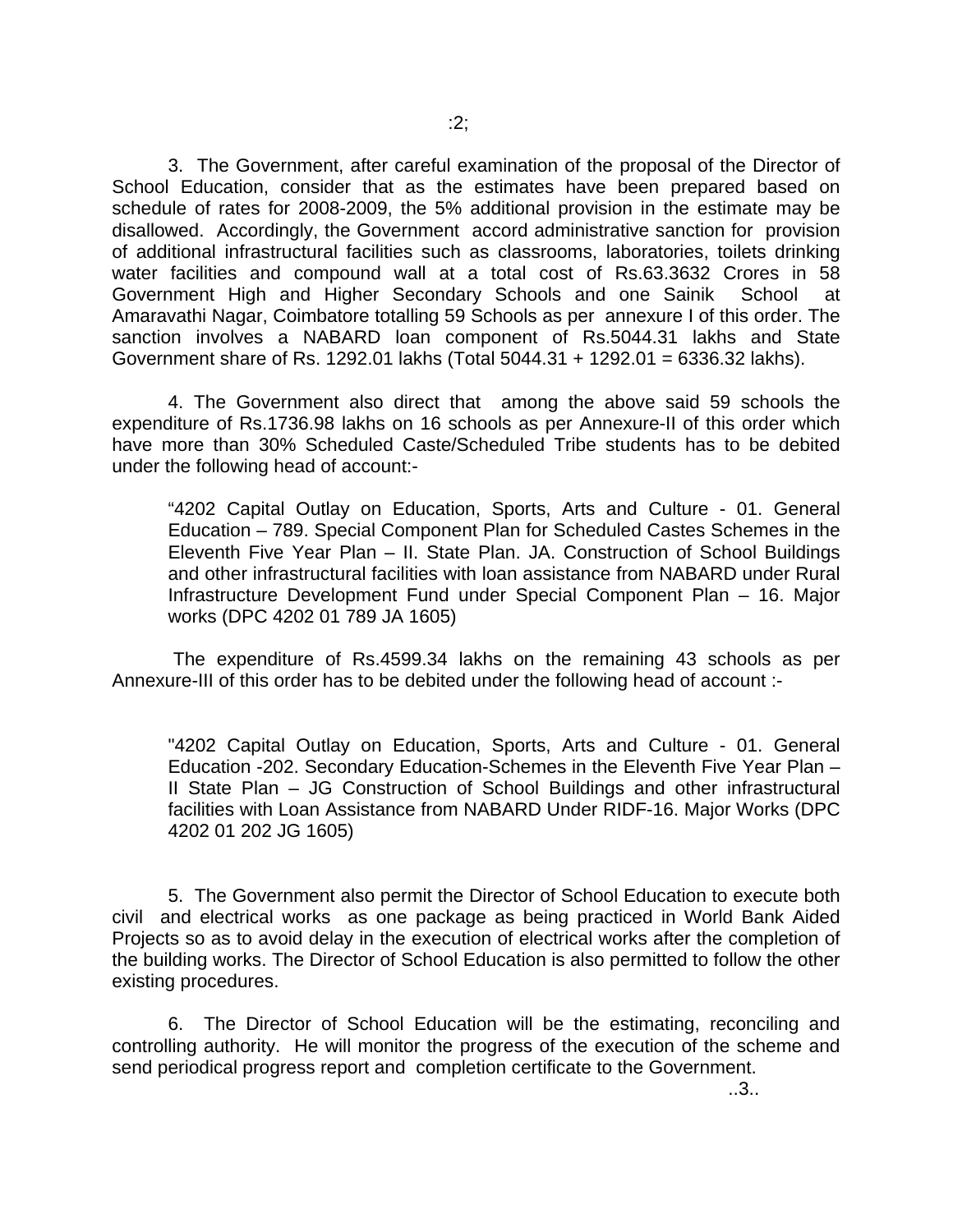3. The Government, after careful examination of the proposal of the Director of School Education, consider that as the estimates have been prepared based on schedule of rates for 2008-2009, the 5% additional provision in the estimate may be disallowed. Accordingly, the Government accord administrative sanction for provision of additional infrastructural facilities such as classrooms, laboratories, toilets drinking water facilities and compound wall at a total cost of Rs.63.3632 Crores in 58 Government High and Higher Secondary Schools and one Sainik School at Amaravathi Nagar, Coimbatore totalling 59 Schools as per annexure I of this order. The sanction involves a NABARD loan component of Rs.5044.31 lakhs and State Government share of Rs. 1292.01 lakhs (Total 5044.31 + 1292.01 = 6336.32 lakhs).

4. The Government also direct that among the above said 59 schools the expenditure of Rs.1736.98 lakhs on 16 schools as per Annexure-II of this order which have more than 30% Scheduled Caste/Scheduled Tribe students has to be debited under the following head of account:-

> "4202 Capital Outlay on Education, Sports, Arts and Culture - 01. General Education – 789. Special Component Plan for Scheduled Castes Schemes in the Eleventh Five Year Plan – II. State Plan. JA. Construction of School Buildings and other infrastructural facilities with loan assistance from NABARD under Rural Infrastructure Development Fund under Special Component Plan – 16. Major works (DPC 4202 01 789 JA 1605)

The expenditure of Rs.4599.34 lakhs on the remaining 43 schools as per Annexure-III of this order has to be debited under the following head of account :-

> "4202 Capital Outlay on Education, Sports, Arts and Culture - 01. General Education -202. Secondary Education-Schemes in the Eleventh Five Year Plan – II State Plan – JG Construction of School Buildings and other infrastructural facilities with Loan Assistance from NABARD Under RIDF-16. Major Works (DPC 4202 01 202 JG 1605)

5. The Government also permit the Director of School Education to execute both civil and electrical works as one package as being practiced in World Bank Aided Projects so as to avoid delay in the execution of electrical works after the completion of the building works. The Director of School Education is also permitted to follow the other existing procedures.

6. The Director of School Education will be the estimating, reconciling and controlling authority. He will monitor the progress of the execution of the scheme and send periodical progress report and completion certificate to the Government.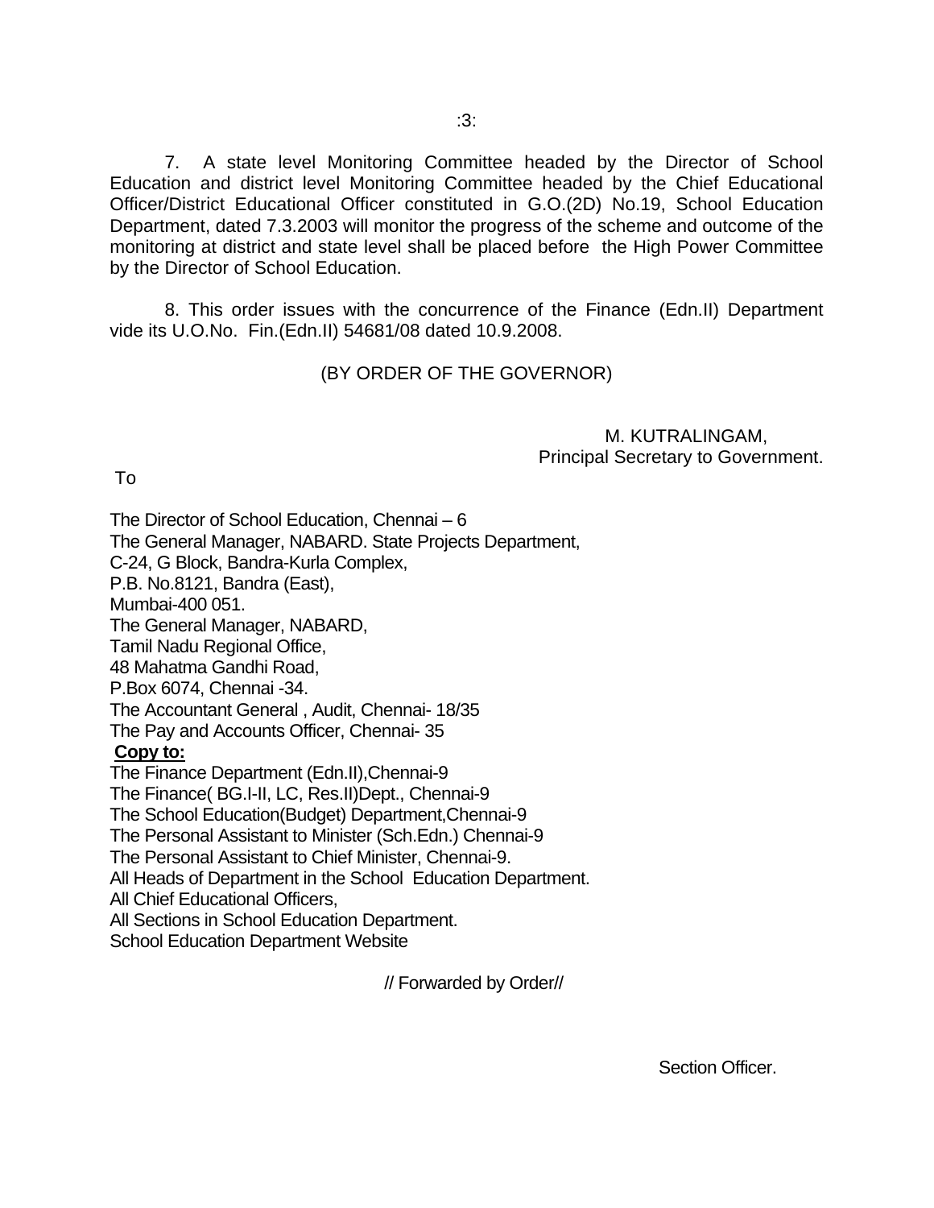7. A state level Monitoring Committee headed by the Director of School Education and district level Monitoring Committee headed by the Chief Educational Officer/District Educational Officer constituted in G.O.(2D) No.19, School Education Department, dated 7.3.2003 will monitor the progress of the scheme and outcome of the monitoring at district and state level shall be placed before the High Power Committee by the Director of School Education.

8. This order issues with the concurrence of the Finance (Edn.II) Department vide its U.O.No. Fin.(Edn.II) 54681/08 dated 10.9.2008.

(BY ORDER OF THE GOVERNOR)

M. KUTRALINGAM,
Principal Secretary to Government.

To

The Director of School Education, Chennai – 6
The General Manager, NABARD. State Projects Department,
C-24, G Block, Bandra-Kurla Complex,
P.B. No.8121, Bandra (East),
Mumbai-400 051.
The General Manager, NABARD,
Tamil Nadu Regional Office,
48 Mahatma Gandhi Road,
P.Box 6074, Chennai -34.
The Accountant General , Audit, Chennai- 18/35
The Pay and Accounts Officer, Chennai- 35

**Copy to:**

The Finance Department (Edn.II),Chennai-9
The Finance( BG.I-II, LC, Res.II)Dept., Chennai-9
The School Education(Budget) Department,Chennai-9
The Personal Assistant to Minister (Sch.Edn.) Chennai-9
The Personal Assistant to Chief Minister, Chennai-9.
All Heads of Department in the School Education Department.
All Chief Educational Officers,
All Sections in School Education Department.
School Education Department Website

// Forwarded by Order//

Section Officer.